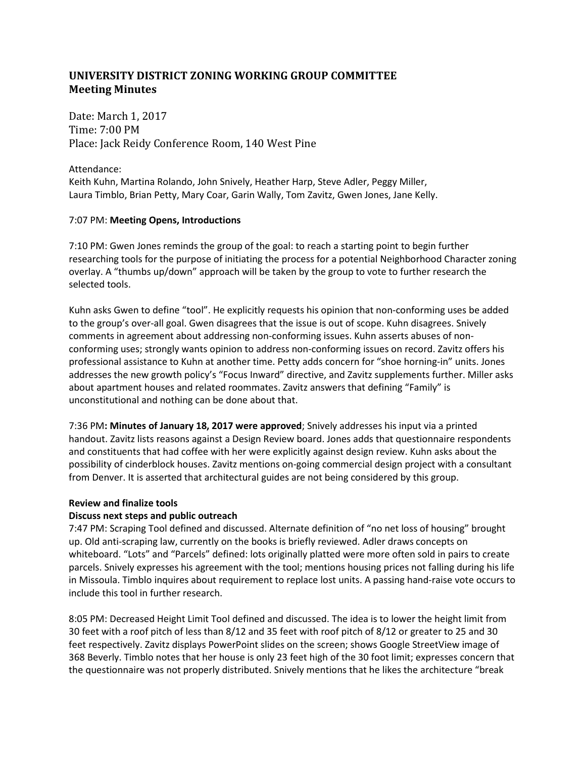## UNIVERSITY DISTRICT ZONING WORKING GROUP COMMITTEE
## Meeting Minutes

Date: March 1, 2017
Time: 7:00 PM
Place: Jack Reidy Conference Room, 140 West Pine

Attendance:
Keith Kuhn, Martina Rolando, John Snively, Heather Harp, Steve Adler, Peggy Miller, Laura Timblo, Brian Petty, Mary Coar, Garin Wally, Tom Zavitz, Gwen Jones, Jane Kelly.

7:07 PM: **Meeting Opens, Introductions**

7:10 PM: Gwen Jones reminds the group of the goal: to reach a starting point to begin further researching tools for the purpose of initiating the process for a potential Neighborhood Character zoning overlay. A "thumbs up/down" approach will be taken by the group to vote to further research the selected tools.

Kuhn asks Gwen to define "tool". He explicitly requests his opinion that non-conforming uses be added to the group's over-all goal. Gwen disagrees that the issue is out of scope. Kuhn disagrees. Snively comments in agreement about addressing non-conforming issues. Kuhn asserts abuses of non-conforming uses; strongly wants opinion to address non-conforming issues on record. Zavitz offers his professional assistance to Kuhn at another time. Petty adds concern for "shoe horning-in" units. Jones addresses the new growth policy's "Focus Inward" directive, and Zavitz supplements further. Miller asks about apartment houses and related roommates. Zavitz answers that defining "Family" is unconstitutional and nothing can be done about that.

7:36 PM**: Minutes of January 18, 2017 were approved**; Snively addresses his input via a printed handout. Zavitz lists reasons against a Design Review board. Jones adds that questionnaire respondents and constituents that had coffee with her were explicitly against design review. Kuhn asks about the possibility of cinderblock houses. Zavitz mentions on-going commercial design project with a consultant from Denver. It is asserted that architectural guides are not being considered by this group.

**Review and finalize tools**
**Discuss next steps and public outreach**

7:47 PM: Scraping Tool defined and discussed. Alternate definition of "no net loss of housing" brought up. Old anti-scraping law, currently on the books is briefly reviewed. Adler draws concepts on whiteboard. "Lots" and "Parcels" defined: lots originally platted were more often sold in pairs to create parcels. Snively expresses his agreement with the tool; mentions housing prices not falling during his life in Missoula. Timblo inquires about requirement to replace lost units. A passing hand-raise vote occurs to include this tool in further research.

8:05 PM: Decreased Height Limit Tool defined and discussed. The idea is to lower the height limit from 30 feet with a roof pitch of less than 8/12 and 35 feet with roof pitch of 8/12 or greater to 25 and 30 feet respectively. Zavitz displays PowerPoint slides on the screen; shows Google StreetView image of 368 Beverly. Timblo notes that her house is only 23 feet high of the 30 foot limit; expresses concern that the questionnaire was not properly distributed. Snively mentions that he likes the architecture "break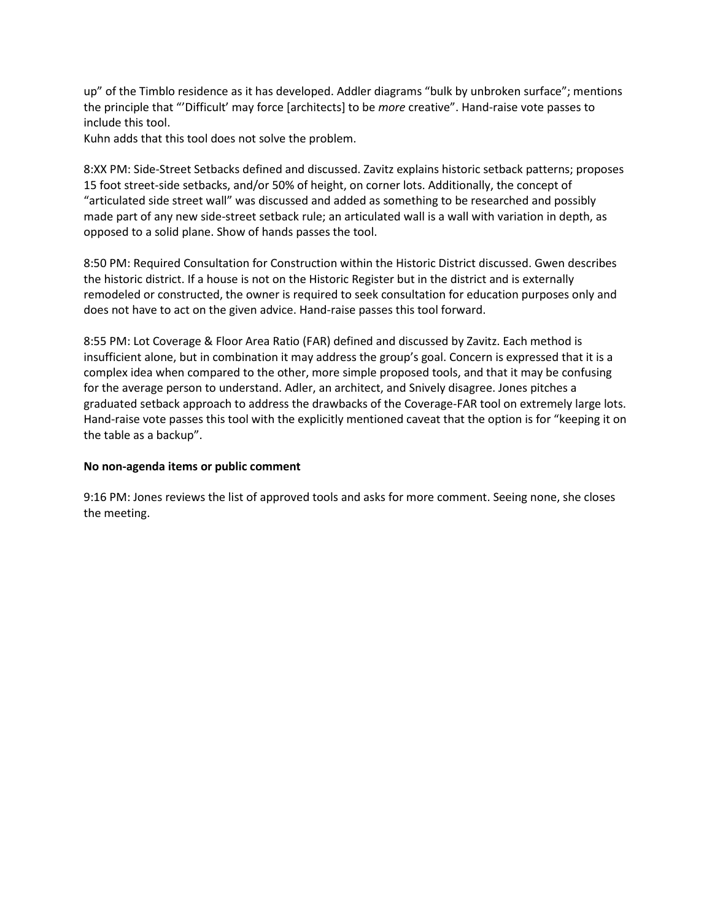up" of the Timblo residence as it has developed. Addler diagrams "bulk by unbroken surface"; mentions the principle that "'Difficult' may force [architects] to be *more* creative". Hand-raise vote passes to include this tool.
Kuhn adds that this tool does not solve the problem.

8:XX PM: Side-Street Setbacks defined and discussed. Zavitz explains historic setback patterns; proposes 15 foot street-side setbacks, and/or 50% of height, on corner lots. Additionally, the concept of "articulated side street wall" was discussed and added as something to be researched and possibly made part of any new side-street setback rule; an articulated wall is a wall with variation in depth, as opposed to a solid plane. Show of hands passes the tool.

8:50 PM: Required Consultation for Construction within the Historic District discussed. Gwen describes the historic district. If a house is not on the Historic Register but in the district and is externally remodeled or constructed, the owner is required to seek consultation for education purposes only and does not have to act on the given advice. Hand-raise passes this tool forward.

8:55 PM: Lot Coverage & Floor Area Ratio (FAR) defined and discussed by Zavitz. Each method is insufficient alone, but in combination it may address the group's goal. Concern is expressed that it is a complex idea when compared to the other, more simple proposed tools, and that it may be confusing for the average person to understand. Adler, an architect, and Snively disagree. Jones pitches a graduated setback approach to address the drawbacks of the Coverage-FAR tool on extremely large lots. Hand-raise vote passes this tool with the explicitly mentioned caveat that the option is for "keeping it on the table as a backup".

**No non-agenda items or public comment**

9:16 PM: Jones reviews the list of approved tools and asks for more comment. Seeing none, she closes the meeting.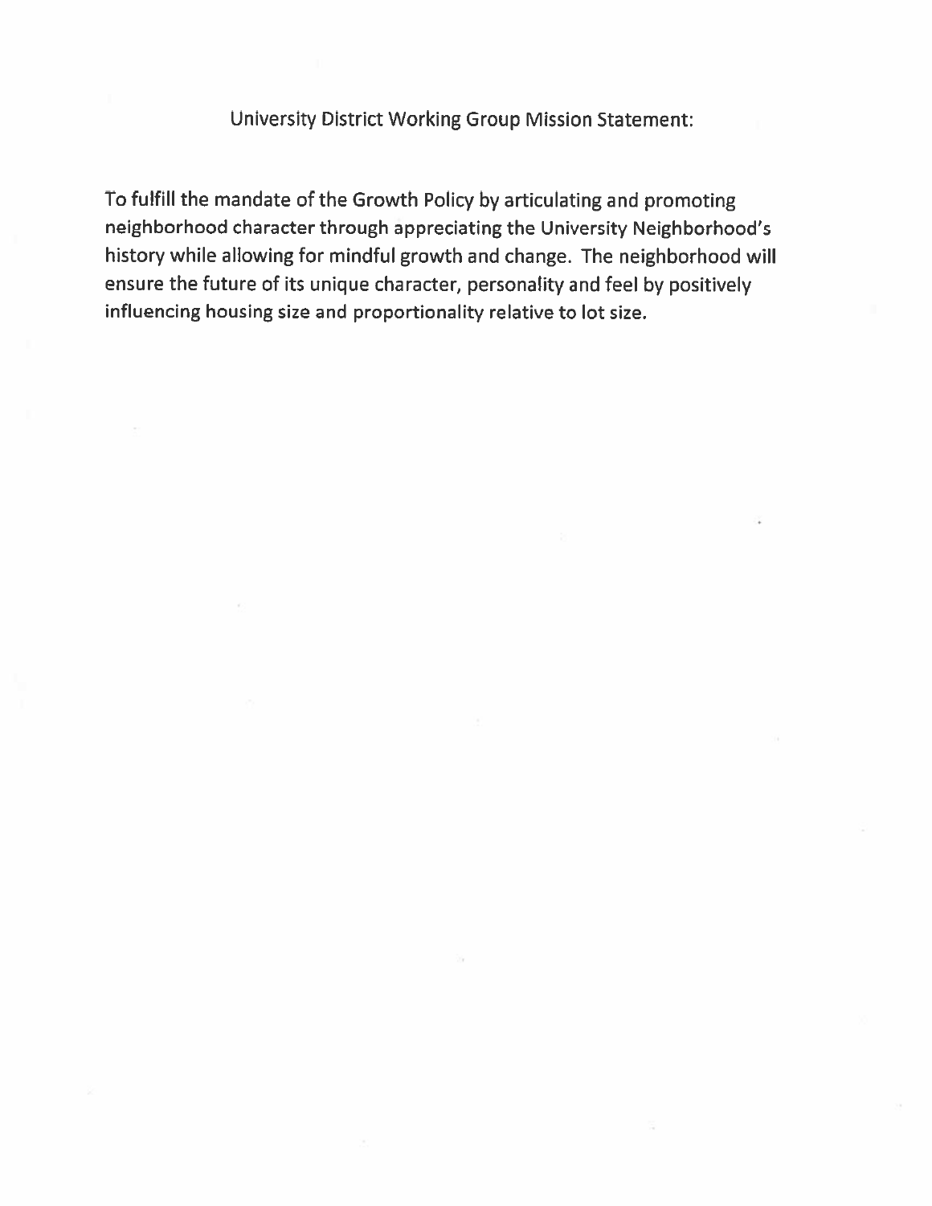# University District Working Group Mission Statement:

To fulfill the mandate of the Growth Policy by articulating and promoting neighborhood character through appreciating the University Neighborhood's history while allowing for mindful growth and change. The neighborhood will ensure the future of its unique character, personality and feel by positively influencing housing size and proportionality relative to lot size.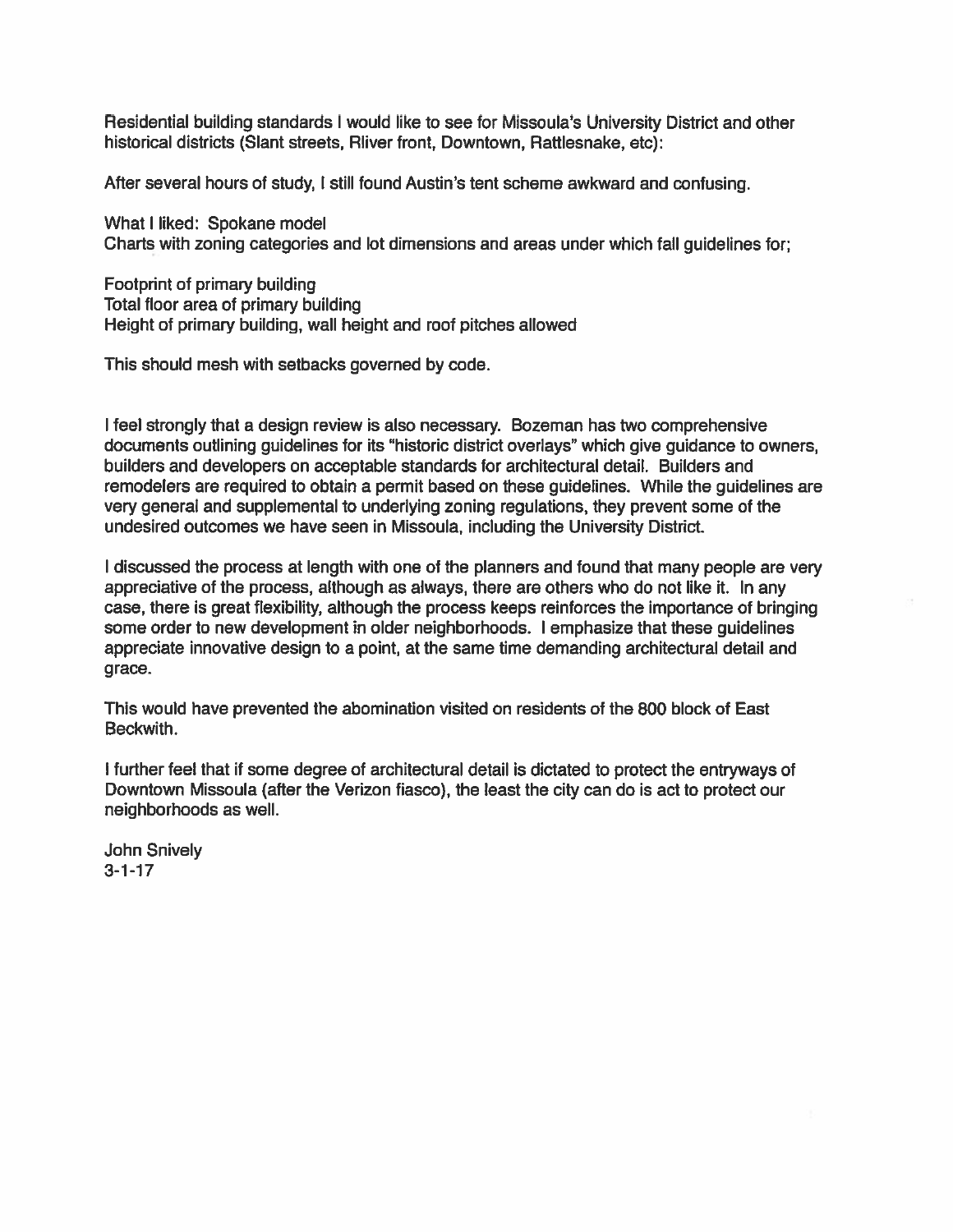Residential building standards I would like to see for Missoula's University District and other historical districts (Slant streets, Rliver front, Downtown, Rattlesnake, etc):

After several hours of study, I still found Austin's tent scheme awkward and confusing.

What I liked: Spokane model
Charts with zoning categories and lot dimensions and areas under which fall guidelines for;

Footprint of primary building
Total floor area of primary building
Height of primary building, wall height and roof pitches allowed

This should mesh with setbacks governed by code.

I feel strongly that a design review is also necessary. Bozeman has two comprehensive documents outlining guidelines for its "historic district overlays" which give guidance to owners, builders and developers on acceptable standards for architectural detail. Builders and remodelers are required to obtain a permit based on these guidelines. While the guidelines are very general and supplemental to underlying zoning regulations, they prevent some of the undesired outcomes we have seen in Missoula, including the University District.

I discussed the process at length with one of the planners and found that many people are very appreciative of the process, although as always, there are others who do not like it. In any case, there is great flexibility, although the process keeps reinforces the importance of bringing some order to new development in older neighborhoods. I emphasize that these guidelines appreciate innovative design to a point, at the same time demanding architectural detail and grace.

This would have prevented the abomination visited on residents of the 800 block of East Beckwith.

I further feel that if some degree of architectural detail is dictated to protect the entryways of Downtown Missoula (after the Verizon fiasco), the least the city can do is act to protect our neighborhoods as well.

John Snively
3-1-17